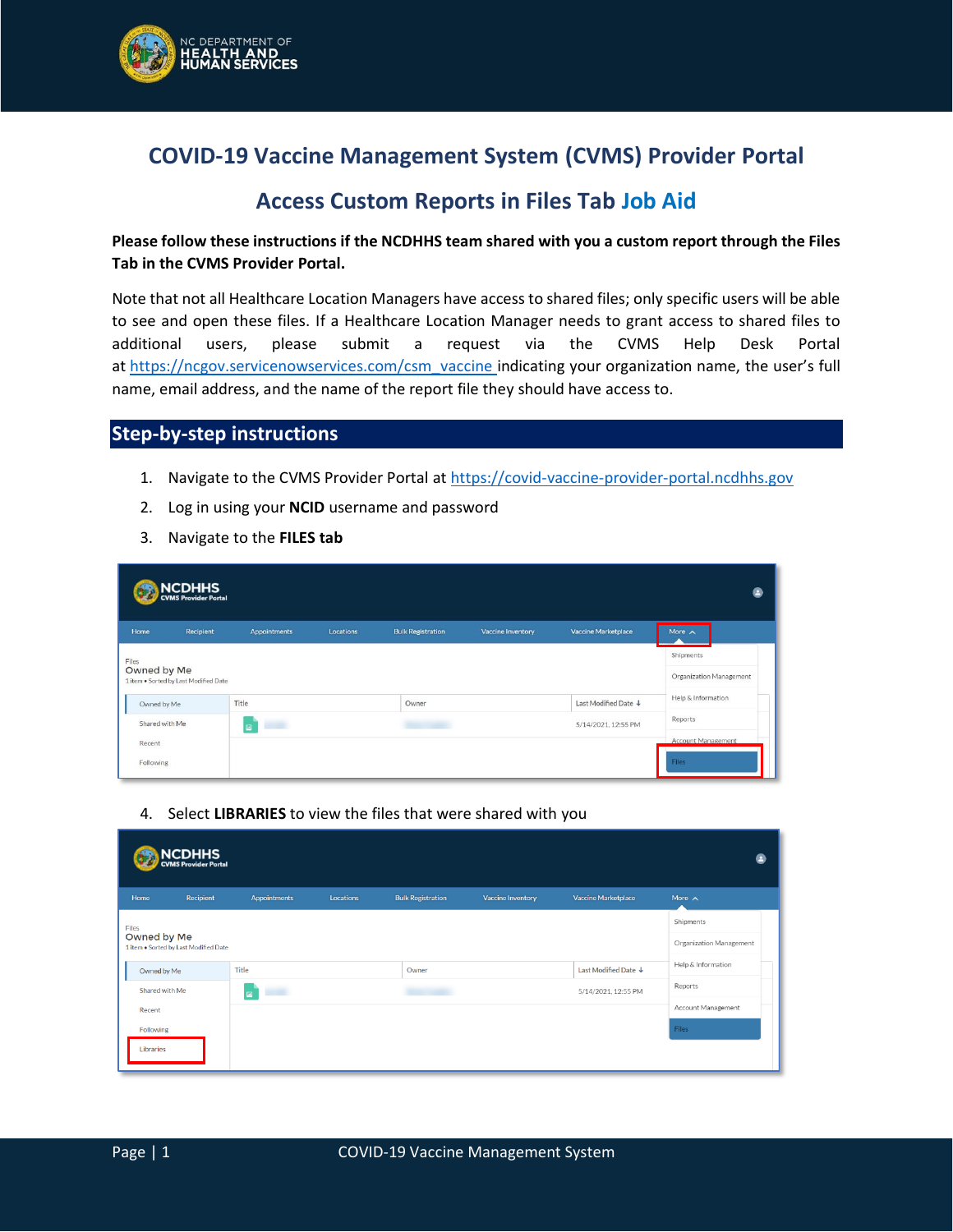# COVID-19 Vaccine Management System (CVMS) Provider Portal

## Access Custom Reports in Files Tab Job Aid

**Please follow these instructions if the NCDHHS team shared with you a custom report through the Files Tab in the CVMS Provider Portal.**

Note that not all Healthcare Location Managers have access to shared files; only specific users will be able to see and open these files. If a Healthcare Location Manager needs to grant access to shared files to additional users, please submit a request via the CVMS Help Desk Portal at https://ncgov.servicenowservices.com/csm_vaccine indicating your organization name, the user's full name, email address, and the name of the report file they should have access to.

## Step-by-step instructions

1. Navigate to the CVMS Provider Portal at https://covid-vaccine-provider-portal.ncdhhs.gov
2. Log in using your **NCID** username and password
3. Navigate to the **FILES tab**
4. Select **LIBRARIES** to view the files that were shared with you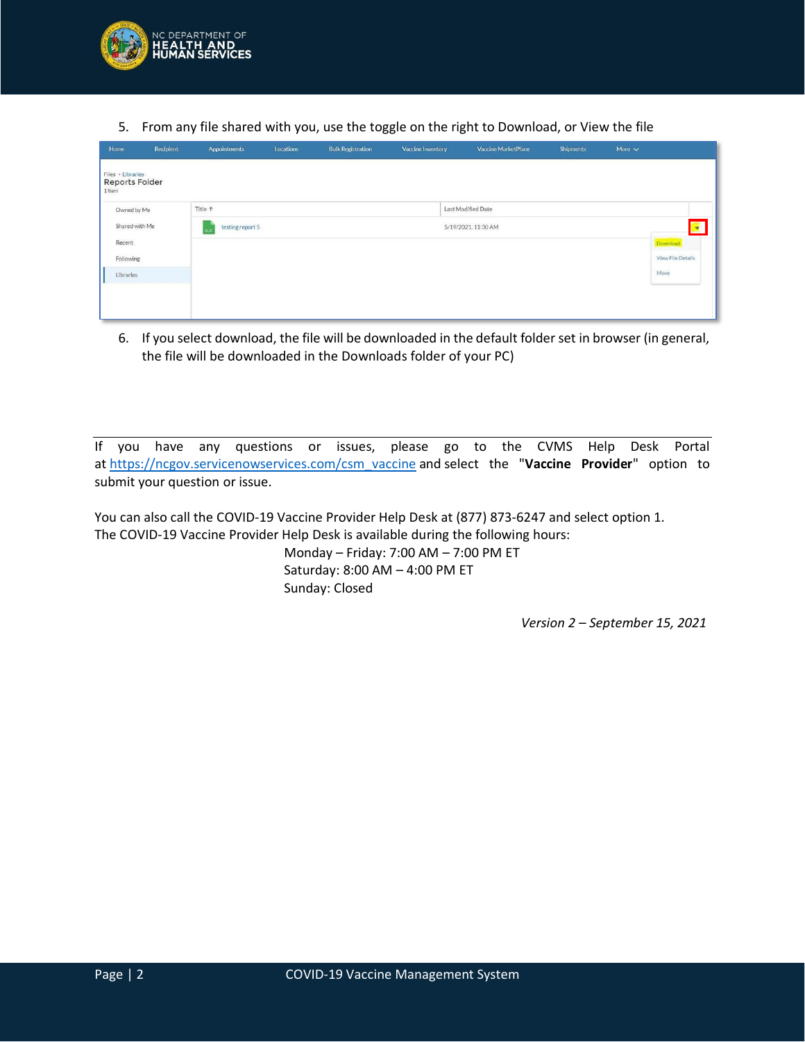5. From any file shared with you, use the toggle on the right to Download, or View the file

6. If you select download, the file will be downloaded in the default folder set in browser (in general, the file will be downloaded in the Downloads folder of your PC)

---

If you have any questions or issues, please go to the CVMS Help Desk Portal at https://ncgov.servicenowservices.com/csm_vaccine and select the "**Vaccine Provider**" option to submit your question or issue.

You can also call the COVID-19 Vaccine Provider Help Desk at (877) 873-6247 and select option 1.
The COVID-19 Vaccine Provider Help Desk is available during the following hours:

Monday – Friday: 7:00 AM – 7:00 PM ET
Saturday: 8:00 AM – 4:00 PM ET
Sunday: Closed

*Version 2 – September 15, 2021*